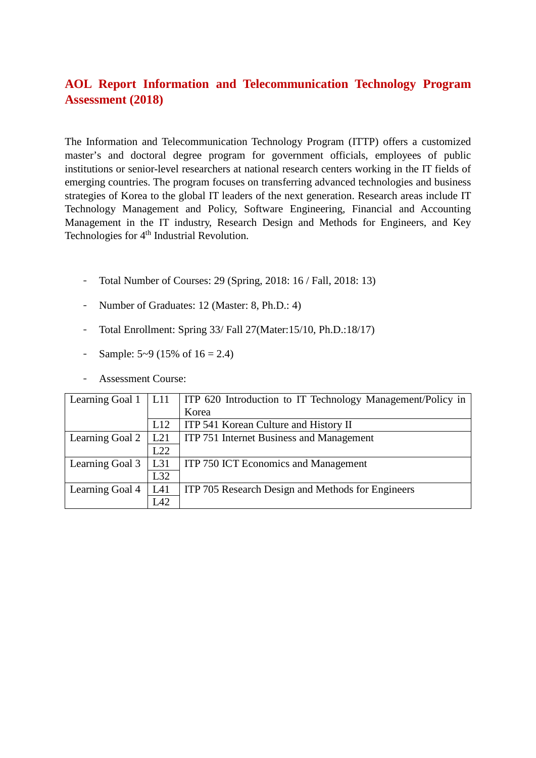# AOL Report Information and Telecommunication Technology Program Assessment (2018)

The Information and Telecommunication Technology Program (ITTP) offers a customized master's and doctoral degree program for government officials, employees of public institutions or senior-level researchers at national research centers working in the IT fields of emerging countries. The program focuses on transferring advanced technologies and business strategies of Korea to the global IT leaders of the next generation. Research areas include IT Technology Management and Policy, Software Engineering, Financial and Accounting Management in the IT industry, Research Design and Methods for Engineers, and Key Technologies for 4$^{th}$ Industrial Revolution.

- Total Number of Courses: 29 (Spring, 2018: 16 / Fall, 2018: 13)
- Number of Graduates: 12 (Master: 8, Ph.D.: 4)
- Total Enrollment: Spring 33/ Fall 27(Mater:15/10, Ph.D.:18/17)
- Sample: 5~9 (15% of 16 = 2.4)
- Assessment Course:

| | | |
|---|---|---|
| Learning Goal 1 | L11 | ITP 620 Introduction to IT Technology Management/Policy in Korea |
| | L12 | ITP 541 Korean Culture and History II |
| Learning Goal 2 | L21 | ITP 751 Internet Business and Management |
| | L22 | |
| Learning Goal 3 | L31 | ITP 750 ICT Economics and Management |
| | L32 | |
| Learning Goal 4 | L41 | ITP 705 Research Design and Methods for Engineers |
| | L42 | |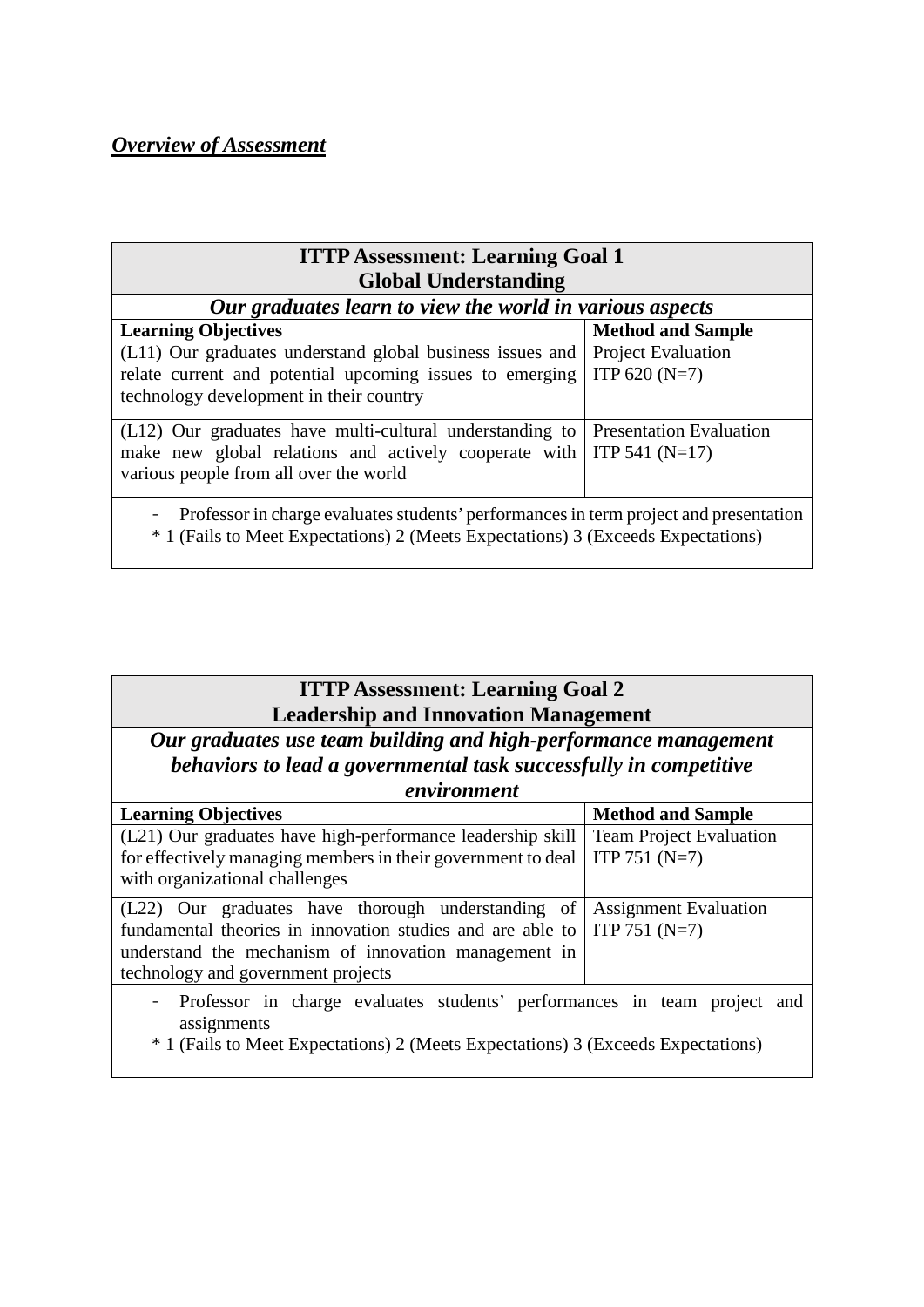***Overview of Assessment***

| **ITTP Assessment: Learning Goal 1<br>Global Understanding** | |
|---|---|
| ***Our graduates learn to view the world in various aspects*** | |
| **Learning Objectives** | **Method and Sample** |
| (L11) Our graduates understand global business issues and relate current and potential upcoming issues to emerging technology development in their country | Project Evaluation<br>ITP 620 (N=7) |
| (L12) Our graduates have multi-cultural understanding to make new global relations and actively cooperate with various people from all over the world | Presentation Evaluation<br>ITP 541 (N=17) |
| - Professor in charge evaluates students' performances in term project and presentation<br>* 1 (Fails to Meet Expectations) 2 (Meets Expectations) 3 (Exceeds Expectations) | |

| **ITTP Assessment: Learning Goal 2<br>Leadership and Innovation Management** | |
|---|---|
| ***Our graduates use team building and high-performance management behaviors to lead a governmental task successfully in competitive environment*** | |
| **Learning Objectives** | **Method and Sample** |
| (L21) Our graduates have high-performance leadership skill for effectively managing members in their government to deal with organizational challenges | Team Project Evaluation<br>ITP 751 (N=7) |
| (L22) Our graduates have thorough understanding of fundamental theories in innovation studies and are able to understand the mechanism of innovation management in technology and government projects | Assignment Evaluation<br>ITP 751 (N=7) |
| - Professor in charge evaluates students' performances in team project and assignments<br>* 1 (Fails to Meet Expectations) 2 (Meets Expectations) 3 (Exceeds Expectations) | |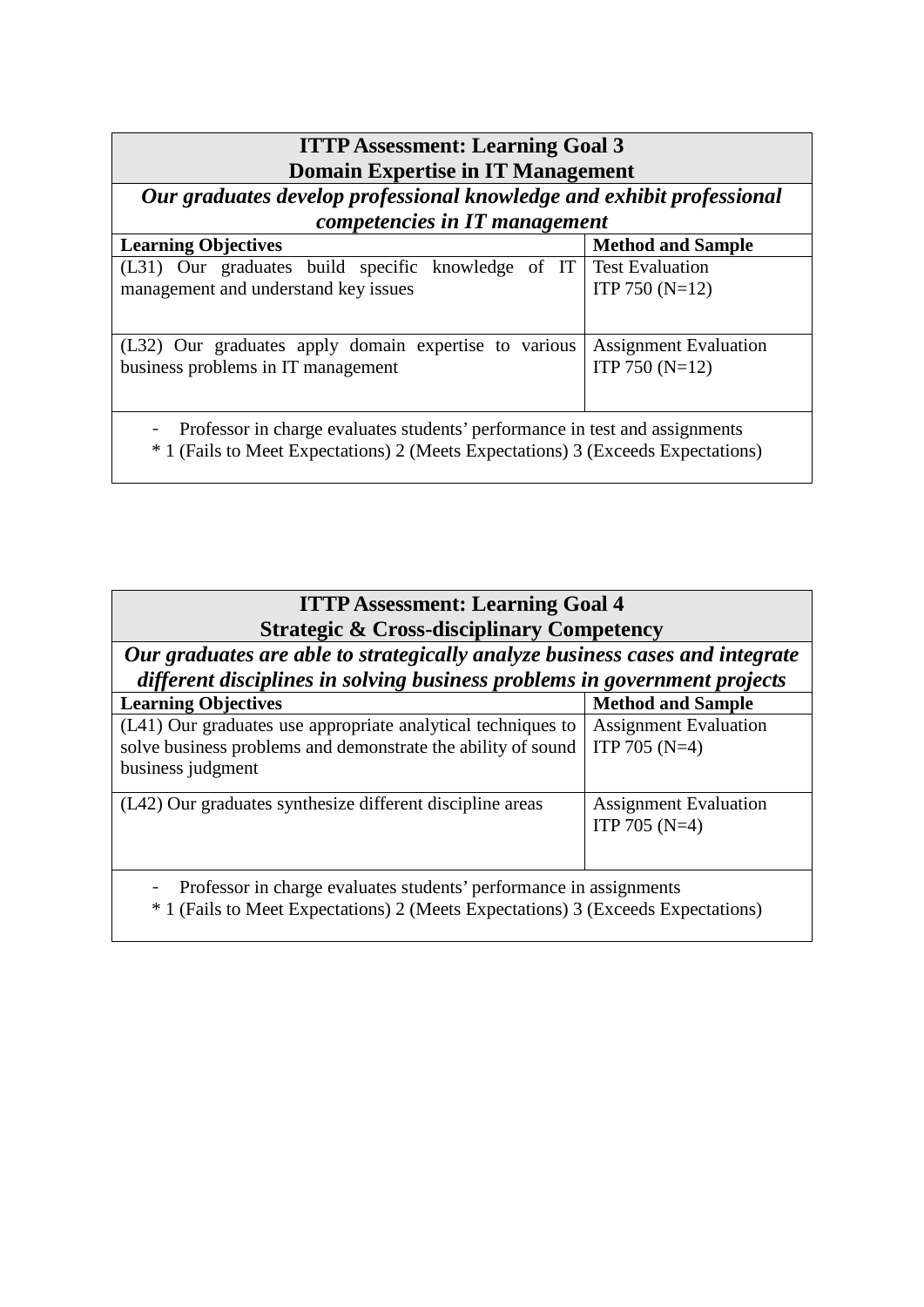| **ITTP Assessment: Learning Goal 3<br>Domain Expertise in IT Management** | |
|---|---|
| ***Our graduates develop professional knowledge and exhibit professional competencies in IT management*** | |
| **Learning Objectives** | **Method and Sample** |
| (L31) Our graduates build specific knowledge of IT management and understand key issues | Test Evaluation<br>ITP 750 (N=12) |
| (L32) Our graduates apply domain expertise to various business problems in IT management | Assignment Evaluation<br>ITP 750 (N=12) |
| - Professor in charge evaluates students' performance in test and assignments<br>* 1 (Fails to Meet Expectations) 2 (Meets Expectations) 3 (Exceeds Expectations) | |

| **ITTP Assessment: Learning Goal 4<br>Strategic & Cross-disciplinary Competency** | |
|---|---|
| ***Our graduates are able to strategically analyze business cases and integrate different disciplines in solving business problems in government projects*** | |
| **Learning Objectives** | **Method and Sample** |
| (L41) Our graduates use appropriate analytical techniques to solve business problems and demonstrate the ability of sound business judgment | Assignment Evaluation<br>ITP 705 (N=4) |
| (L42) Our graduates synthesize different discipline areas | Assignment Evaluation<br>ITP 705 (N=4) |
| - Professor in charge evaluates students' performance in assignments<br>* 1 (Fails to Meet Expectations) 2 (Meets Expectations) 3 (Exceeds Expectations) | |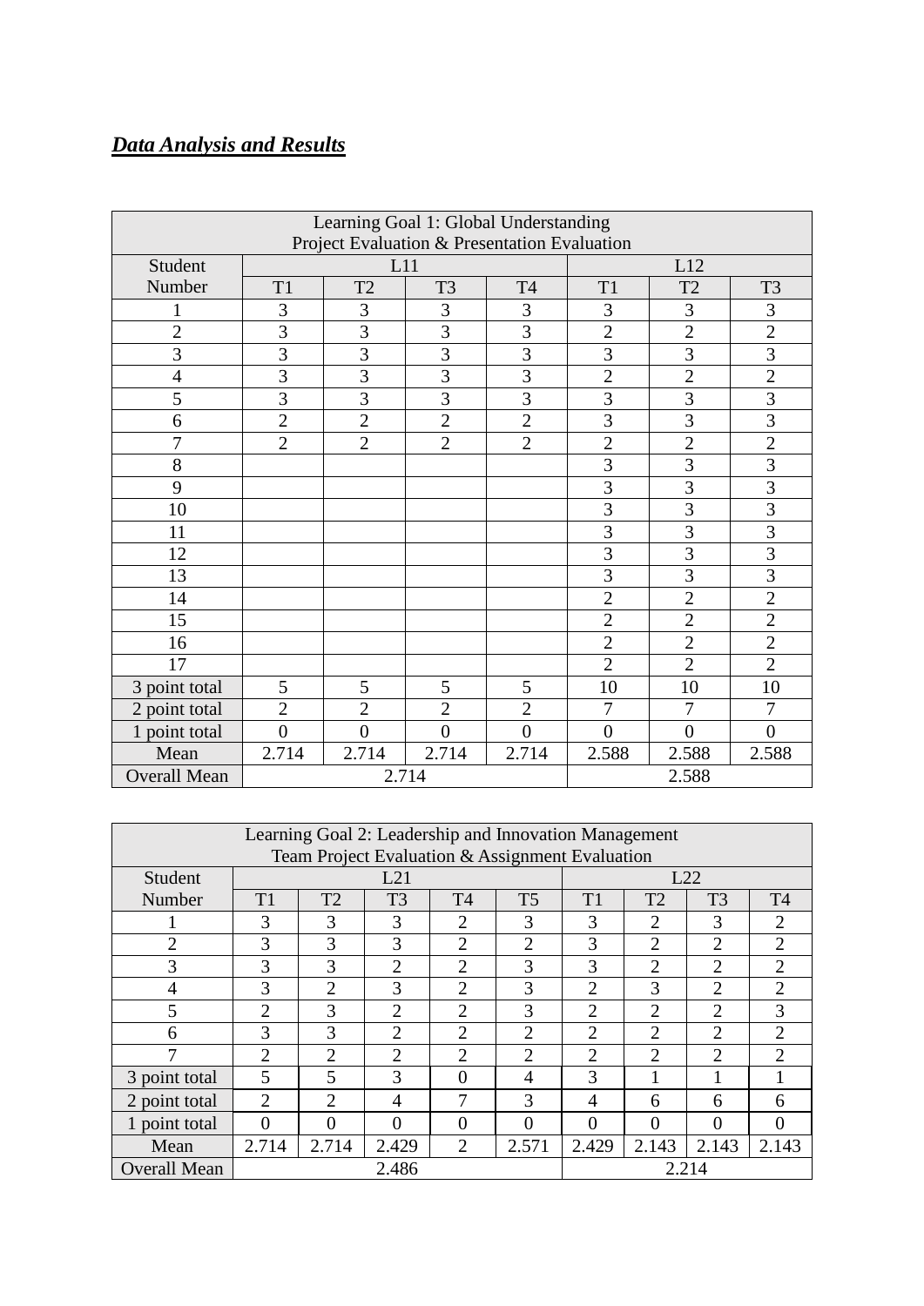***Data Analysis and Results***

| Learning Goal 1: Global Understanding<br>Project Evaluation & Presentation Evaluation | | | | | | | |
|---|---|---|---|---|---|---|---|
| Student Number | L11 | | | | L12 | | |
| | T1 | T2 | T3 | T4 | T1 | T2 | T3 |
| 1 | 3 | 3 | 3 | 3 | 3 | 3 | 3 |
| 2 | 3 | 3 | 3 | 3 | 2 | 2 | 2 |
| 3 | 3 | 3 | 3 | 3 | 3 | 3 | 3 |
| 4 | 3 | 3 | 3 | 3 | 2 | 2 | 2 |
| 5 | 3 | 3 | 3 | 3 | 3 | 3 | 3 |
| 6 | 2 | 2 | 2 | 2 | 3 | 3 | 3 |
| 7 | 2 | 2 | 2 | 2 | 2 | 2 | 2 |
| 8 | | | | | 3 | 3 | 3 |
| 9 | | | | | 3 | 3 | 3 |
| 10 | | | | | 3 | 3 | 3 |
| 11 | | | | | 3 | 3 | 3 |
| 12 | | | | | 3 | 3 | 3 |
| 13 | | | | | 3 | 3 | 3 |
| 14 | | | | | 2 | 2 | 2 |
| 15 | | | | | 2 | 2 | 2 |
| 16 | | | | | 2 | 2 | 2 |
| 17 | | | | | 2 | 2 | 2 |
| 3 point total | 5 | 5 | 5 | 5 | 10 | 10 | 10 |
| 2 point total | 2 | 2 | 2 | 2 | 7 | 7 | 7 |
| 1 point total | 0 | 0 | 0 | 0 | 0 | 0 | 0 |
| Mean | 2.714 | 2.714 | 2.714 | 2.714 | 2.588 | 2.588 | 2.588 |
| Overall Mean | 2.714 | | | | 2.588 | | |

| Learning Goal 2: Leadership and Innovation Management<br>Team Project Evaluation & Assignment Evaluation | | | | | | | | | |
|---|---|---|---|---|---|---|---|---|---|
| Student Number | L21 | | | | | L22 | | | |
| | T1 | T2 | T3 | T4 | T5 | T1 | T2 | T3 | T4 |
| 1 | 3 | 3 | 3 | 2 | 3 | 3 | 2 | 3 | 2 |
| 2 | 3 | 3 | 3 | 2 | 2 | 3 | 2 | 2 | 2 |
| 3 | 3 | 3 | 2 | 2 | 3 | 3 | 2 | 2 | 2 |
| 4 | 3 | 2 | 3 | 2 | 3 | 2 | 3 | 2 | 2 |
| 5 | 2 | 3 | 2 | 2 | 3 | 2 | 2 | 2 | 3 |
| 6 | 3 | 3 | 2 | 2 | 2 | 2 | 2 | 2 | 2 |
| 7 | 2 | 2 | 2 | 2 | 2 | 2 | 2 | 2 | 2 |
| 3 point total | 5 | 5 | 3 | 0 | 4 | 3 | 1 | 1 | 1 |
| 2 point total | 2 | 2 | 4 | 7 | 3 | 4 | 6 | 6 | 6 |
| 1 point total | 0 | 0 | 0 | 0 | 0 | 0 | 0 | 0 | 0 |
| Mean | 2.714 | 2.714 | 2.429 | 2 | 2.571 | 2.429 | 2.143 | 2.143 | 2.143 |
| Overall Mean | 2.486 | | | | | 2.214 | | | |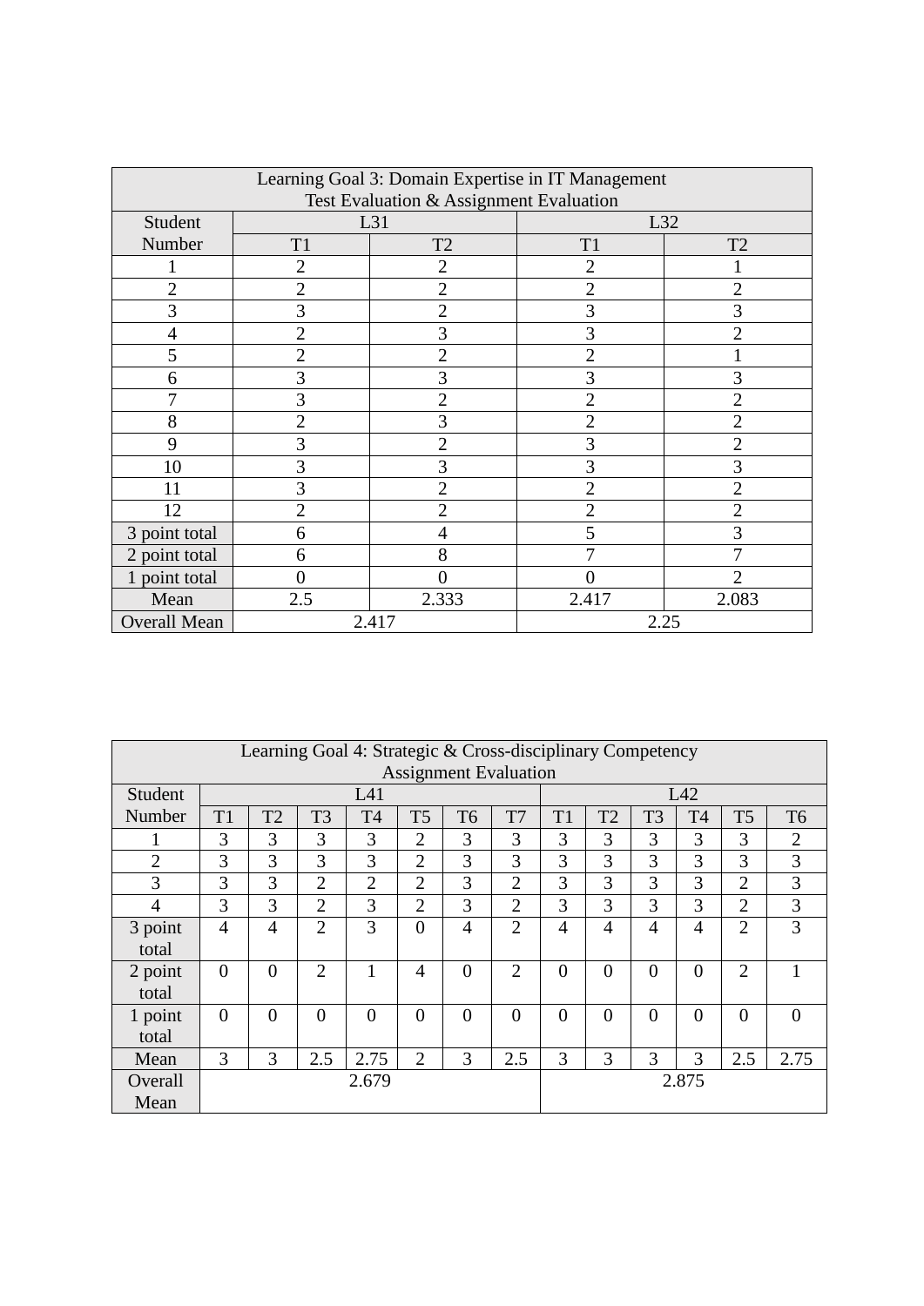| Learning Goal 3: Domain Expertise in IT Management<br>Test Evaluation & Assignment Evaluation | | | | |
|---|---|---|---|---|
| Student Number | L31 | | L32 | |
| | T1 | T2 | T1 | T2 |
| 1 | 2 | 2 | 2 | 1 |
| 2 | 2 | 2 | 2 | 2 |
| 3 | 3 | 2 | 3 | 3 |
| 4 | 2 | 3 | 3 | 2 |
| 5 | 2 | 2 | 2 | 1 |
| 6 | 3 | 3 | 3 | 3 |
| 7 | 3 | 2 | 2 | 2 |
| 8 | 2 | 3 | 2 | 2 |
| 9 | 3 | 2 | 3 | 2 |
| 10 | 3 | 3 | 3 | 3 |
| 11 | 3 | 2 | 2 | 2 |
| 12 | 2 | 2 | 2 | 2 |
| 3 point total | 6 | 4 | 5 | 3 |
| 2 point total | 6 | 8 | 7 | 7 |
| 1 point total | 0 | 0 | 0 | 2 |
| Mean | 2.5 | 2.333 | 2.417 | 2.083 |
| Overall Mean | 2.417 | | 2.25 | |

| Learning Goal 4: Strategic & Cross-disciplinary Competency<br>Assignment Evaluation | | | | | | | | | | | | | |
|---|---|---|---|---|---|---|---|---|---|---|---|---|---|
| Student Number | L41 | | | | | | | L42 | | | | | |
| | T1 | T2 | T3 | T4 | T5 | T6 | T7 | T1 | T2 | T3 | T4 | T5 | T6 |
| 1 | 3 | 3 | 3 | 3 | 2 | 3 | 3 | 3 | 3 | 3 | 3 | 3 | 2 |
| 2 | 3 | 3 | 3 | 3 | 2 | 3 | 3 | 3 | 3 | 3 | 3 | 3 | 3 |
| 3 | 3 | 3 | 2 | 2 | 2 | 3 | 2 | 3 | 3 | 3 | 3 | 2 | 3 |
| 4 | 3 | 3 | 2 | 3 | 2 | 3 | 2 | 3 | 3 | 3 | 3 | 2 | 3 |
| 3 point total | 4 | 4 | 2 | 3 | 0 | 4 | 2 | 4 | 4 | 4 | 4 | 2 | 3 |
| 2 point total | 0 | 0 | 2 | 1 | 4 | 0 | 2 | 0 | 0 | 0 | 0 | 2 | 1 |
| 1 point total | 0 | 0 | 0 | 0 | 0 | 0 | 0 | 0 | 0 | 0 | 0 | 0 | 0 |
| Mean | 3 | 3 | 2.5 | 2.75 | 2 | 3 | 2.5 | 3 | 3 | 3 | 3 | 2.5 | 2.75 |
| Overall Mean | 2.679 | | | | | | | 2.875 | | | | | |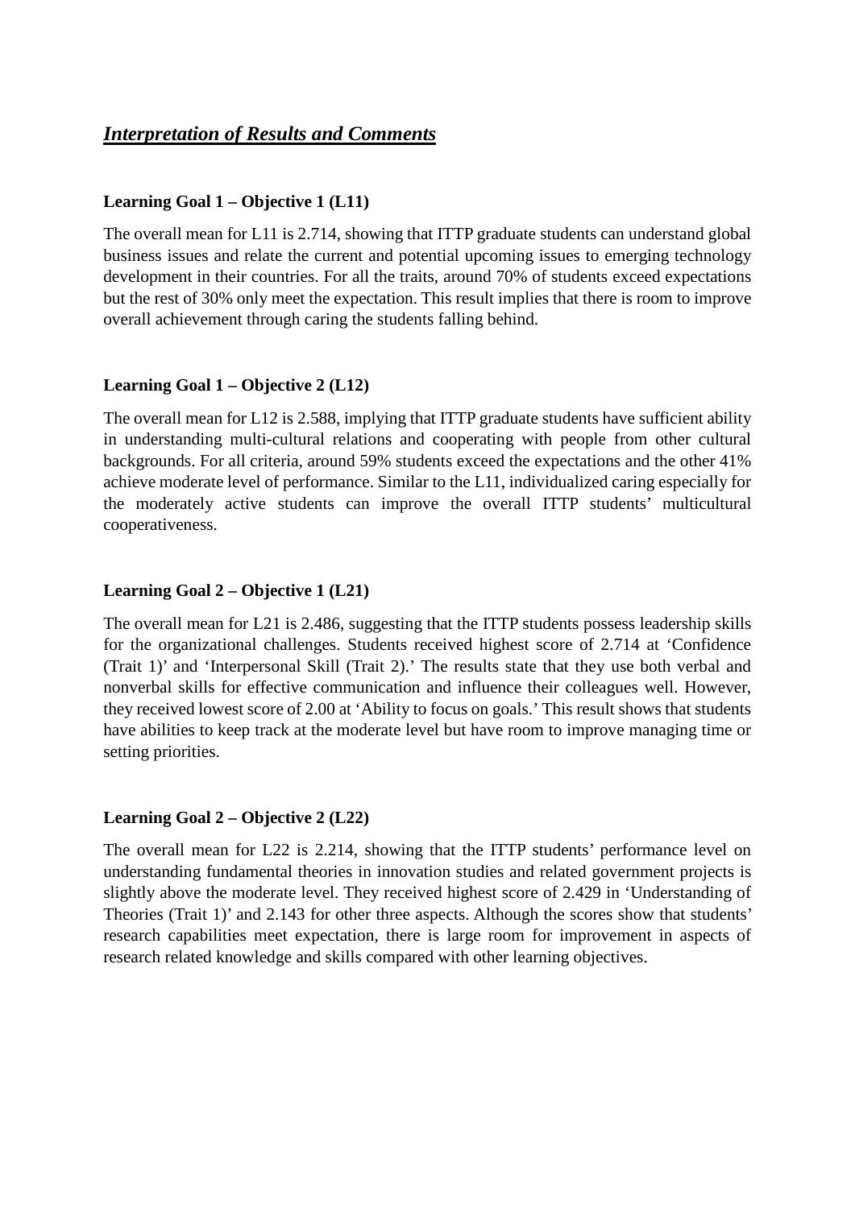## ***Interpretation of Results and Comments***

**Learning Goal 1 – Objective 1 (L11)**

The overall mean for L11 is 2.714, showing that ITTP graduate students can understand global business issues and relate the current and potential upcoming issues to emerging technology development in their countries. For all the traits, around 70% of students exceed expectations but the rest of 30% only meet the expectation. This result implies that there is room to improve overall achievement through caring the students falling behind.

**Learning Goal 1 – Objective 2 (L12)**

The overall mean for L12 is 2.588, implying that ITTP graduate students have sufficient ability in understanding multi-cultural relations and cooperating with people from other cultural backgrounds. For all criteria, around 59% students exceed the expectations and the other 41% achieve moderate level of performance. Similar to the L11, individualized caring especially for the moderately active students can improve the overall ITTP students' multicultural cooperativeness.

**Learning Goal 2 – Objective 1 (L21)**

The overall mean for L21 is 2.486, suggesting that the ITTP students possess leadership skills for the organizational challenges. Students received highest score of 2.714 at 'Confidence (Trait 1)' and 'Interpersonal Skill (Trait 2).' The results state that they use both verbal and nonverbal skills for effective communication and influence their colleagues well. However, they received lowest score of 2.00 at 'Ability to focus on goals.' This result shows that students have abilities to keep track at the moderate level but have room to improve managing time or setting priorities.

**Learning Goal 2 – Objective 2 (L22)**

The overall mean for L22 is 2.214, showing that the ITTP students' performance level on understanding fundamental theories in innovation studies and related government projects is slightly above the moderate level. They received highest score of 2.429 in 'Understanding of Theories (Trait 1)' and 2.143 for other three aspects. Although the scores show that students' research capabilities meet expectation, there is large room for improvement in aspects of research related knowledge and skills compared with other learning objectives.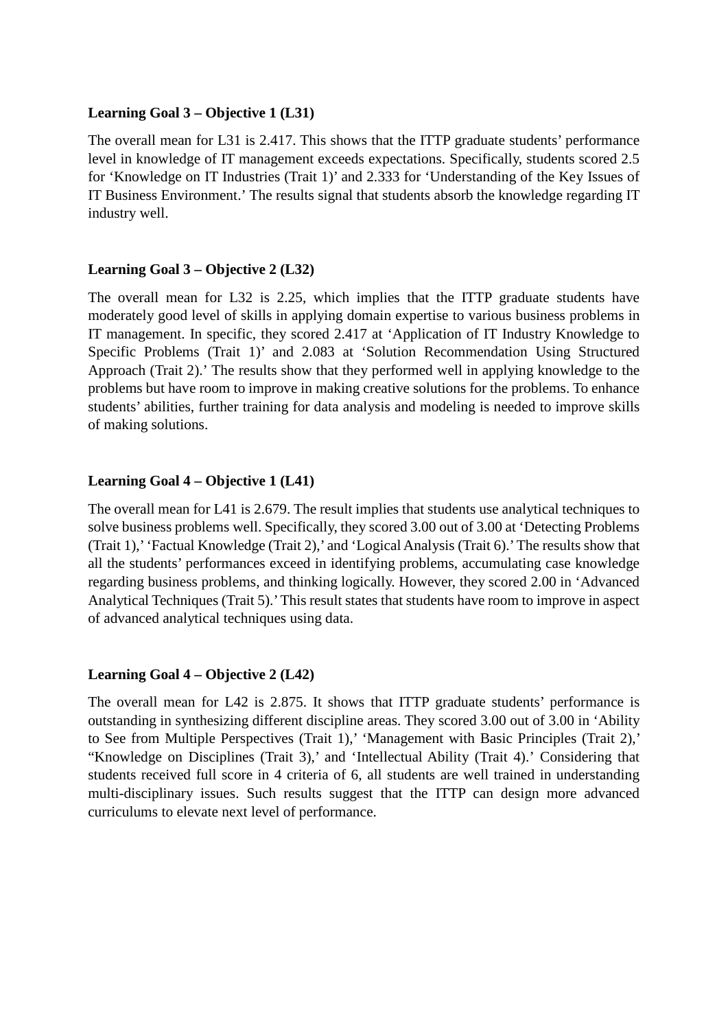**Learning Goal 3 – Objective 1 (L31)**

The overall mean for L31 is 2.417. This shows that the ITTP graduate students' performance level in knowledge of IT management exceeds expectations. Specifically, students scored 2.5 for 'Knowledge on IT Industries (Trait 1)' and 2.333 for 'Understanding of the Key Issues of IT Business Environment.' The results signal that students absorb the knowledge regarding IT industry well.

**Learning Goal 3 – Objective 2 (L32)**

The overall mean for L32 is 2.25, which implies that the ITTP graduate students have moderately good level of skills in applying domain expertise to various business problems in IT management. In specific, they scored 2.417 at 'Application of IT Industry Knowledge to Specific Problems (Trait 1)' and 2.083 at 'Solution Recommendation Using Structured Approach (Trait 2).' The results show that they performed well in applying knowledge to the problems but have room to improve in making creative solutions for the problems. To enhance students' abilities, further training for data analysis and modeling is needed to improve skills of making solutions.

**Learning Goal 4 – Objective 1 (L41)**

The overall mean for L41 is 2.679. The result implies that students use analytical techniques to solve business problems well. Specifically, they scored 3.00 out of 3.00 at 'Detecting Problems (Trait 1),' 'Factual Knowledge (Trait 2),' and 'Logical Analysis (Trait 6).' The results show that all the students' performances exceed in identifying problems, accumulating case knowledge regarding business problems, and thinking logically. However, they scored 2.00 in 'Advanced Analytical Techniques (Trait 5).' This result states that students have room to improve in aspect of advanced analytical techniques using data.

**Learning Goal 4 – Objective 2 (L42)**

The overall mean for L42 is 2.875. It shows that ITTP graduate students' performance is outstanding in synthesizing different discipline areas. They scored 3.00 out of 3.00 in 'Ability to See from Multiple Perspectives (Trait 1),' 'Management with Basic Principles (Trait 2),' "Knowledge on Disciplines (Trait 3),' and 'Intellectual Ability (Trait 4).' Considering that students received full score in 4 criteria of 6, all students are well trained in understanding multi-disciplinary issues. Such results suggest that the ITTP can design more advanced curriculums to elevate next level of performance.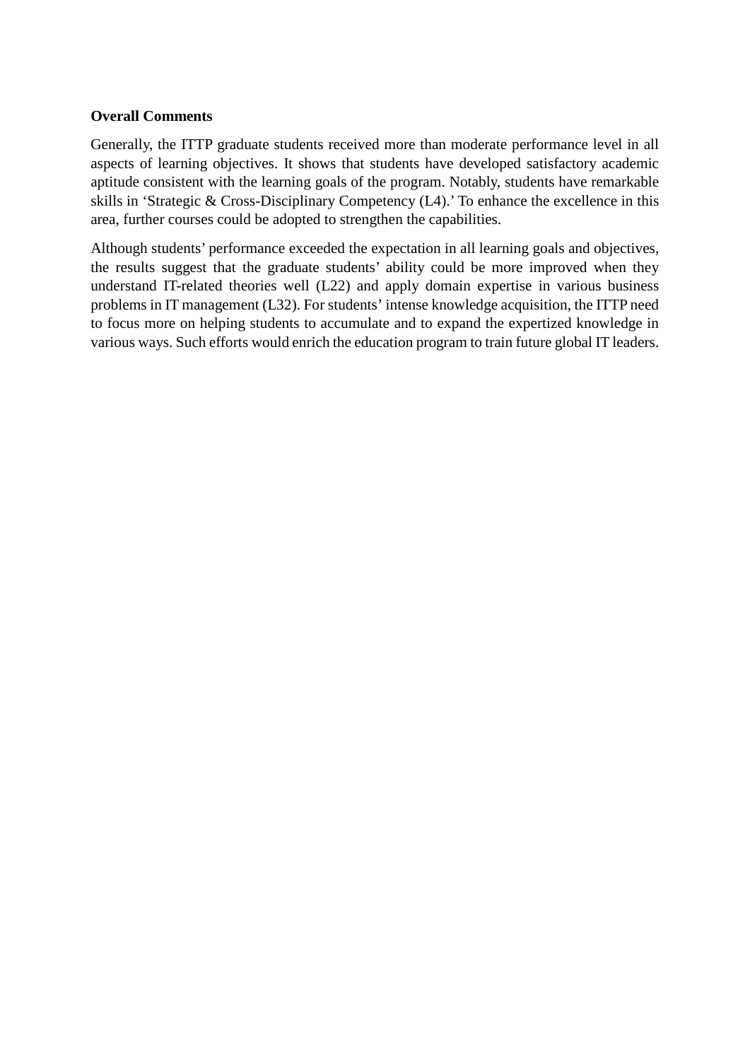**Overall Comments**

Generally, the ITTP graduate students received more than moderate performance level in all aspects of learning objectives. It shows that students have developed satisfactory academic aptitude consistent with the learning goals of the program. Notably, students have remarkable skills in 'Strategic & Cross-Disciplinary Competency (L4).' To enhance the excellence in this area, further courses could be adopted to strengthen the capabilities.

Although students' performance exceeded the expectation in all learning goals and objectives, the results suggest that the graduate students' ability could be more improved when they understand IT-related theories well (L22) and apply domain expertise in various business problems in IT management (L32). For students' intense knowledge acquisition, the ITTP need to focus more on helping students to accumulate and to expand the expertized knowledge in various ways. Such efforts would enrich the education program to train future global IT leaders.